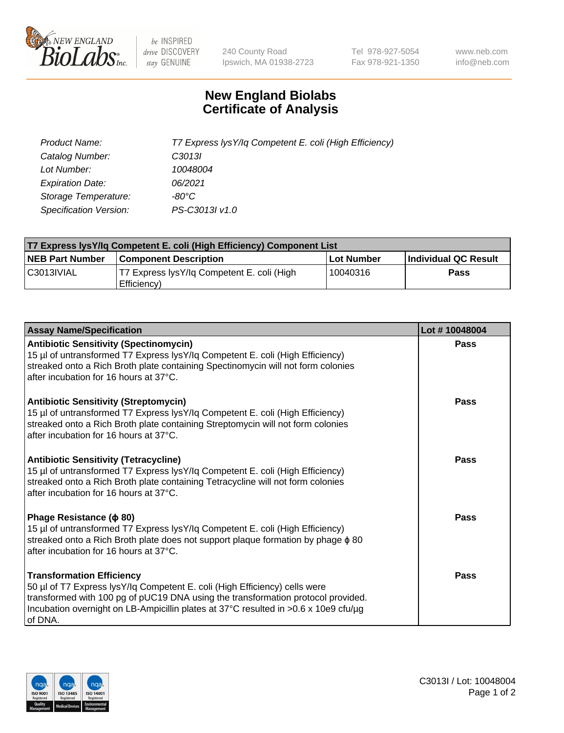# New England Biolabs
# Certificate of Analysis

| | |
|---|---|
| *Product Name:* | *T7 Express lysY/Iq Competent E. coli (High Efficiency)* |
| *Catalog Number:* | *C3013I* |
| *Lot Number:* | *10048004* |
| *Expiration Date:* | *06/2021* |
| *Storage Temperature:* | *-80°C* |
| *Specification Version:* | *PS-C3013I v1.0* |

| T7 Express lysY/Iq Competent E. coli (High Efficiency) Component List | | | |
|---|---|---|---|
| **NEB Part Number** | **Component Description** | **Lot Number** | **Individual QC Result** |
| C3013IVIAL | T7 Express lysY/Iq Competent E. coli (High Efficiency) | 10040316 | **Pass** |

| Assay Name/Specification | Lot # 10048004 |
|---|---|
| **Antibiotic Sensitivity (Spectinomycin)**<br>15 µl of untransformed T7 Express lysY/Iq Competent E. coli (High Efficiency) streaked onto a Rich Broth plate containing Spectinomycin will not form colonies after incubation for 16 hours at 37°C. | **Pass** |
| **Antibiotic Sensitivity (Streptomycin)**<br>15 µl of untransformed T7 Express lysY/Iq Competent E. coli (High Efficiency) streaked onto a Rich Broth plate containing Streptomycin will not form colonies after incubation for 16 hours at 37°C. | **Pass** |
| **Antibiotic Sensitivity (Tetracycline)**<br>15 µl of untransformed T7 Express lysY/Iq Competent E. coli (High Efficiency) streaked onto a Rich Broth plate containing Tetracycline will not form colonies after incubation for 16 hours at 37°C. | **Pass** |
| **Phage Resistance ($\phi$ 80)**<br>15 µl of untransformed T7 Express lysY/Iq Competent E. coli (High Efficiency) streaked onto a Rich Broth plate does not support plaque formation by phage $\phi$ 80 after incubation for 16 hours at 37°C. | **Pass** |
| **Transformation Efficiency**<br>50 µl of T7 Express lysY/Iq Competent E. coli (High Efficiency) cells were transformed with 100 pg of pUC19 DNA using the transformation protocol provided. Incubation overnight on LB-Ampicillin plates at 37°C resulted in >0.6 x 10e9 cfu/µg of DNA. | **Pass** |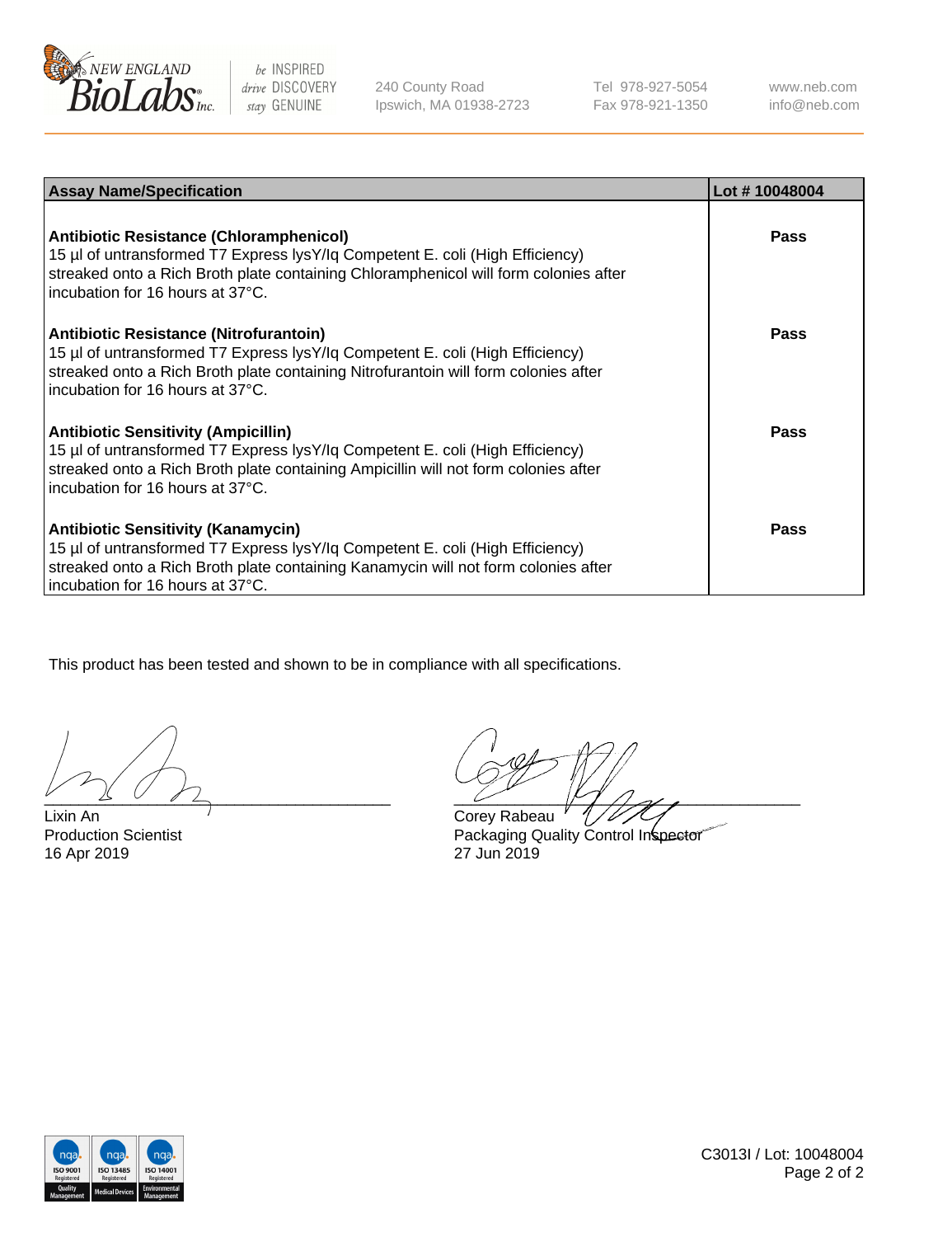NEW ENGLAND BioLabs Inc. be INSPIRED drive DISCOVERY stay GENUINE

240 County Road
Ipswich, MA 01938-2723

Tel 978-927-5054
Fax 978-921-1350

www.neb.com
info@neb.com

| Assay Name/Specification | Lot # 10048004 |
| --- | --- |
| **Antibiotic Resistance (Chloramphenicol)**<br>15 µl of untransformed T7 Express lysY/Iq Competent E. coli (High Efficiency) streaked onto a Rich Broth plate containing Chloramphenicol will form colonies after incubation for 16 hours at 37°C. | **Pass** |
| **Antibiotic Resistance (Nitrofurantoin)**<br>15 µl of untransformed T7 Express lysY/Iq Competent E. coli (High Efficiency) streaked onto a Rich Broth plate containing Nitrofurantoin will form colonies after incubation for 16 hours at 37°C. | **Pass** |
| **Antibiotic Sensitivity (Ampicillin)**<br>15 µl of untransformed T7 Express lysY/Iq Competent E. coli (High Efficiency) streaked onto a Rich Broth plate containing Ampicillin will not form colonies after incubation for 16 hours at 37°C. | **Pass** |
| **Antibiotic Sensitivity (Kanamycin)**<br>15 µl of untransformed T7 Express lysY/Iq Competent E. coli (High Efficiency) streaked onto a Rich Broth plate containing Kanamycin will not form colonies after incubation for 16 hours at 37°C. | **Pass** |

This product has been tested and shown to be in compliance with all specifications.

Lixin An
Production Scientist
16 Apr 2019

Corey Rabeau
Packaging Quality Control Inspector
27 Jun 2019

ISO 9001 Registered Quality Management | ISO 13485 Registered Medical Devices | ISO 14001 Registered Environmental Management

C3013I / Lot: 10048004